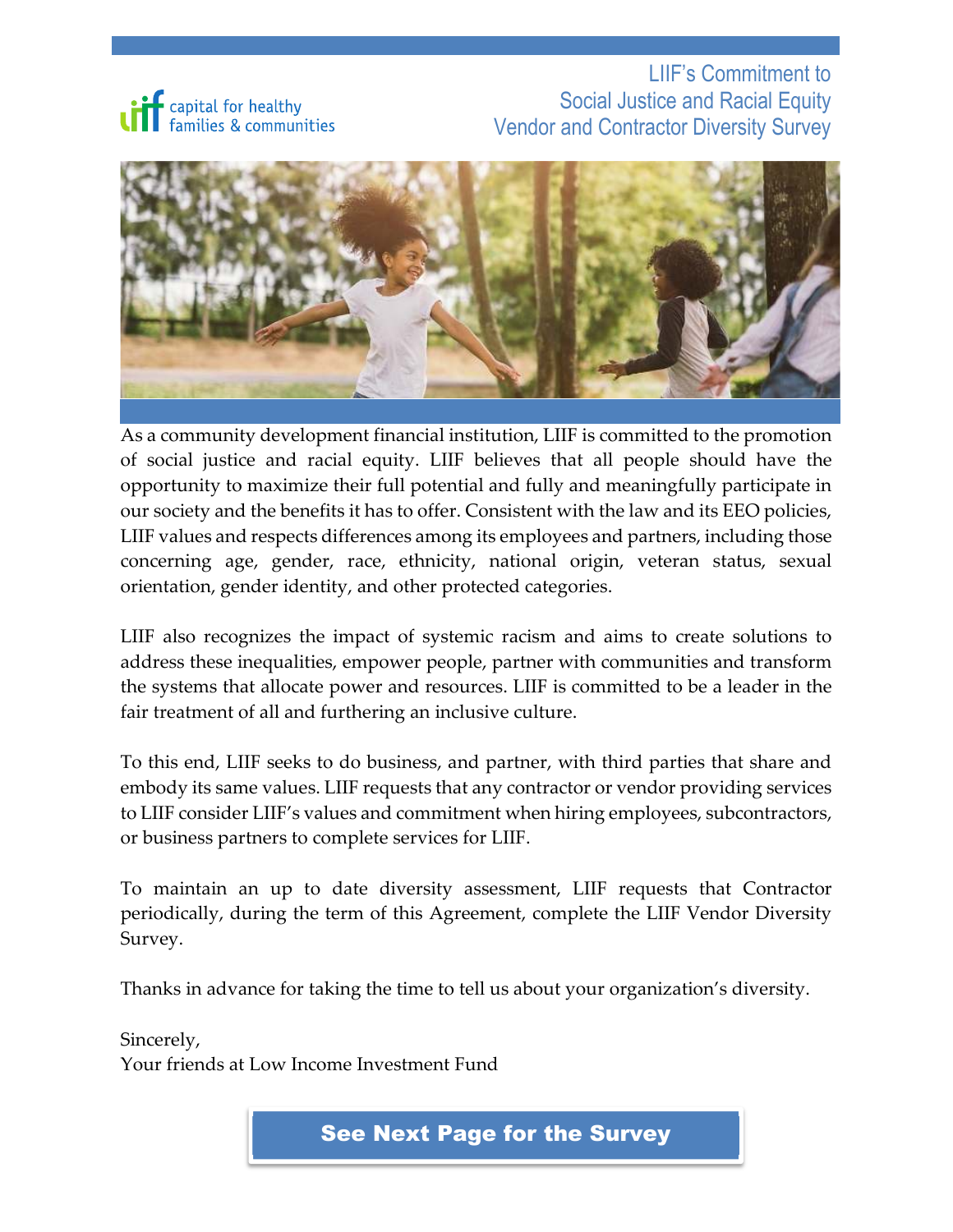capital for healthy families & communities

# LIIF's Commitment to Social Justice and Racial Equity Vendor and Contractor Diversity Survey

As a community development financial institution, LIIF is committed to the promotion of social justice and racial equity. LIIF believes that all people should have the opportunity to maximize their full potential and fully and meaningfully participate in our society and the benefits it has to offer. Consistent with the law and its EEO policies, LIIF values and respects differences among its employees and partners, including those concerning age, gender, race, ethnicity, national origin, veteran status, sexual orientation, gender identity, and other protected categories.

LIIF also recognizes the impact of systemic racism and aims to create solutions to address these inequalities, empower people, partner with communities and transform the systems that allocate power and resources. LIIF is committed to be a leader in the fair treatment of all and furthering an inclusive culture.

To this end, LIIF seeks to do business, and partner, with third parties that share and embody its same values. LIIF requests that any contractor or vendor providing services to LIIF consider LIIF's values and commitment when hiring employees, subcontractors, or business partners to complete services for LIIF.

To maintain an up to date diversity assessment, LIIF requests that Contractor periodically, during the term of this Agreement, complete the LIIF Vendor Diversity Survey.

Thanks in advance for taking the time to tell us about your organization's diversity.

Sincerely,
Your friends at Low Income Investment Fund

**See Next Page for the Survey**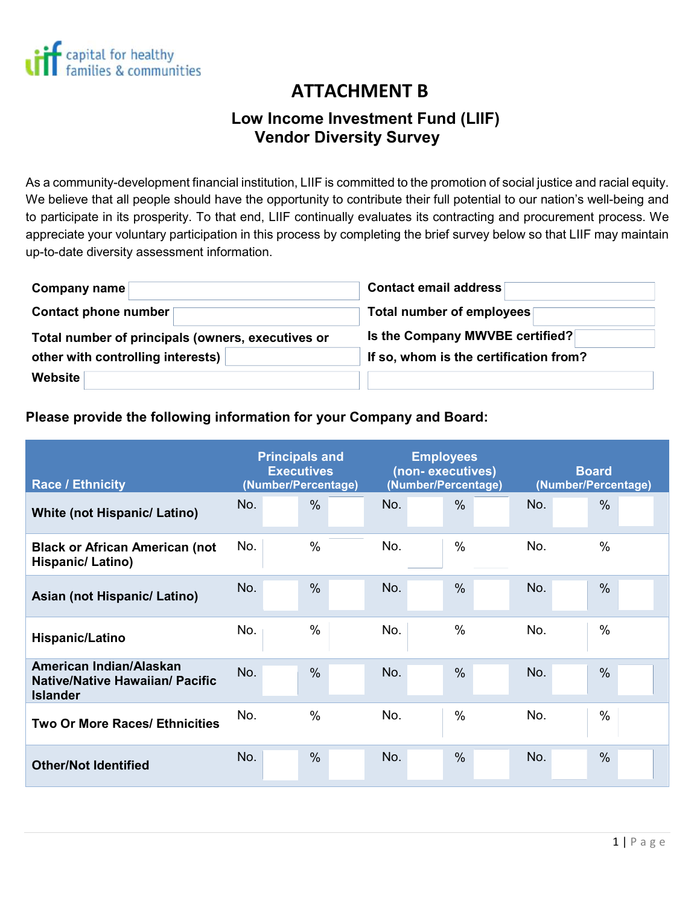capital for healthy families & communities

# ATTACHMENT B

## Low Income Investment Fund (LIIF) Vendor Diversity Survey

As a community-development financial institution, LIIF is committed to the promotion of social justice and racial equity. We believe that all people should have the opportunity to contribute their full potential to our nation's well-being and to participate in its prosperity. To that end, LIIF continually evaluates its contracting and procurement process. We appreciate your voluntary participation in this process by completing the brief survey below so that LIIF may maintain up-to-date diversity assessment information.

| | | | |
|---|---|---|---|
| **Company name** | | **Contact email address** | |
| **Contact phone number** | | **Total number of employees** | |
| **Total number of principals (owners, executives or other with controlling interests)** | | **Is the Company MWVBE certified?** | |
| **Website** | | **If so, whom is the certification from?** | |

**Please provide the following information for your Company and Board:**

| Race / Ethnicity | Principals and Executives (Number/Percentage) | | Employees (non- executives) (Number/Percentage) | | Board (Number/Percentage) | |
|---|---|---|---|---|---|---|
| **White (not Hispanic/ Latino)** | No. | % | No. | % | No. | % |
| **Black or African American (not Hispanic/ Latino)** | No. | % | No. | % | No. | % |
| **Asian (not Hispanic/ Latino)** | No. | % | No. | % | No. | % |
| **Hispanic/Latino** | No. | % | No. | % | No. | % |
| **American Indian/Alaskan Native/Native Hawaiian/ Pacific Islander** | No. | % | No. | % | No. | % |
| **Two Or More Races/ Ethnicities** | No. | % | No. | % | No. | % |
| **Other/Not Identified** | No. | % | No. | % | No. | % |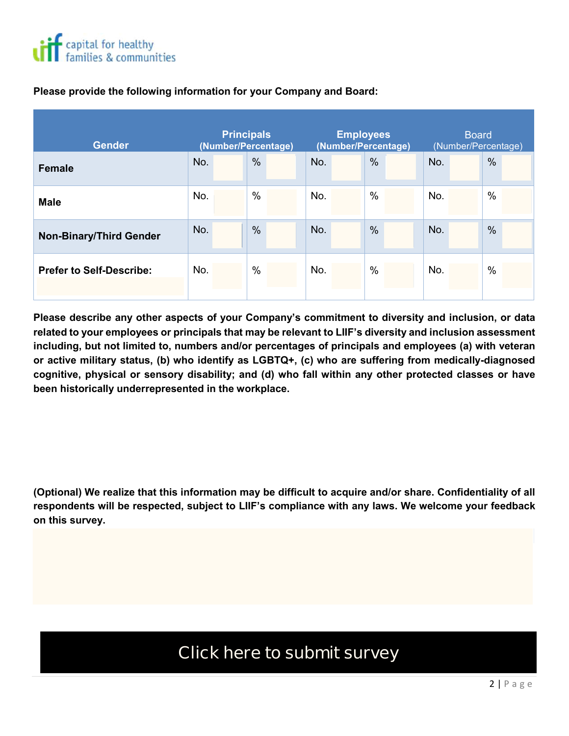**Please provide the following information for your Company and Board:**

| Gender | Principals (Number/Percentage) | | Employees (Number/Percentage) | | Board (Number/Percentage) | |
|---|---|---|---|---|---|---|
| **Female** | No. | % | No. | % | No. | % |
| **Male** | No. | % | No. | % | No. | % |
| **Non-Binary/Third Gender** | No. | % | No. | % | No. | % |
| **Prefer to Self-Describe:** | No. | % | No. | % | No. | % |

**Please describe any other aspects of your Company's commitment to diversity and inclusion, or data related to your employees or principals that may be relevant to LIIF's diversity and inclusion assessment including, but not limited to, numbers and/or percentages of principals and employees (a) with veteran or active military status, (b) who identify as LGBTQ+, (c) who are suffering from medically-diagnosed cognitive, physical or sensory disability; and (d) who fall within any other protected classes or have been historically underrepresented in the workplace.**

**(Optional) We realize that this information may be difficult to acquire and/or share. Confidentiality of all respondents will be respected, subject to LIIF's compliance with any laws. We welcome your feedback on this survey.**

Click here to submit survey